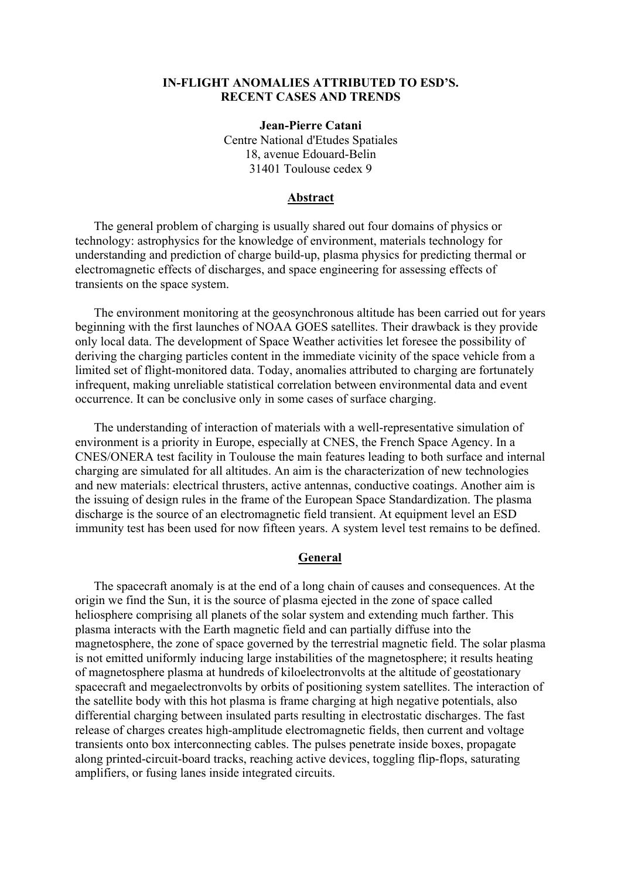# IN-FLIGHT ANOMALIES ATTRIBUTED TO ESD'S. RECENT CASES AND TRENDS

**Jean-Pierre Catani**
Centre National d'Etudes Spatiales
18, avenue Edouard-Belin
31401 Toulouse cedex 9

## Abstract

The general problem of charging is usually shared out four domains of physics or technology: astrophysics for the knowledge of environment, materials technology for understanding and prediction of charge build-up, plasma physics for predicting thermal or electromagnetic effects of discharges, and space engineering for assessing effects of transients on the space system.

The environment monitoring at the geosynchronous altitude has been carried out for years beginning with the first launches of NOAA GOES satellites. Their drawback is they provide only local data. The development of Space Weather activities let foresee the possibility of deriving the charging particles content in the immediate vicinity of the space vehicle from a limited set of flight-monitored data. Today, anomalies attributed to charging are fortunately infrequent, making unreliable statistical correlation between environmental data and event occurrence. It can be conclusive only in some cases of surface charging.

The understanding of interaction of materials with a well-representative simulation of environment is a priority in Europe, especially at CNES, the French Space Agency. In a CNES/ONERA test facility in Toulouse the main features leading to both surface and internal charging are simulated for all altitudes. An aim is the characterization of new technologies and new materials: electrical thrusters, active antennas, conductive coatings. Another aim is the issuing of design rules in the frame of the European Space Standardization. The plasma discharge is the source of an electromagnetic field transient. At equipment level an ESD immunity test has been used for now fifteen years. A system level test remains to be defined.

## General

The spacecraft anomaly is at the end of a long chain of causes and consequences. At the origin we find the Sun, it is the source of plasma ejected in the zone of space called heliosphere comprising all planets of the solar system and extending much farther. This plasma interacts with the Earth magnetic field and can partially diffuse into the magnetosphere, the zone of space governed by the terrestrial magnetic field. The solar plasma is not emitted uniformly inducing large instabilities of the magnetosphere; it results heating of magnetosphere plasma at hundreds of kiloelectronvolts at the altitude of geostationary spacecraft and megaelectronvolts by orbits of positioning system satellites. The interaction of the satellite body with this hot plasma is frame charging at high negative potentials, also differential charging between insulated parts resulting in electrostatic discharges. The fast release of charges creates high-amplitude electromagnetic fields, then current and voltage transients onto box interconnecting cables. The pulses penetrate inside boxes, propagate along printed-circuit-board tracks, reaching active devices, toggling flip-flops, saturating amplifiers, or fusing lanes inside integrated circuits.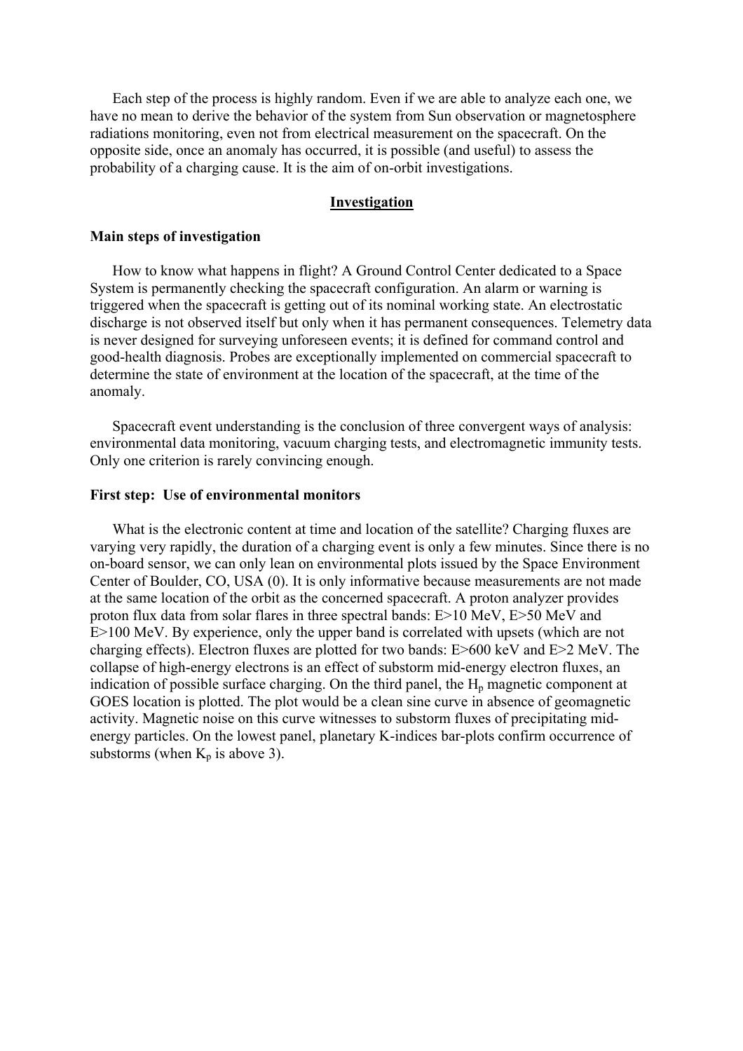Each step of the process is highly random. Even if we are able to analyze each one, we have no mean to derive the behavior of the system from Sun observation or magnetosphere radiations monitoring, even not from electrical measurement on the spacecraft. On the opposite side, once an anomaly has occurred, it is possible (and useful) to assess the probability of a charging cause. It is the aim of on-orbit investigations.

## Investigation

### Main steps of investigation

How to know what happens in flight? A Ground Control Center dedicated to a Space System is permanently checking the spacecraft configuration. An alarm or warning is triggered when the spacecraft is getting out of its nominal working state. An electrostatic discharge is not observed itself but only when it has permanent consequences. Telemetry data is never designed for surveying unforeseen events; it is defined for command control and good-health diagnosis. Probes are exceptionally implemented on commercial spacecraft to determine the state of environment at the location of the spacecraft, at the time of the anomaly.

Spacecraft event understanding is the conclusion of three convergent ways of analysis: environmental data monitoring, vacuum charging tests, and electromagnetic immunity tests. Only one criterion is rarely convincing enough.

### First step: Use of environmental monitors

What is the electronic content at time and location of the satellite? Charging fluxes are varying very rapidly, the duration of a charging event is only a few minutes. Since there is no on-board sensor, we can only lean on environmental plots issued by the Space Environment Center of Boulder, CO, USA (0). It is only informative because measurements are not made at the same location of the orbit as the concerned spacecraft. A proton analyzer provides proton flux data from solar flares in three spectral bands: E>10 MeV, E>50 MeV and E>100 MeV. By experience, only the upper band is correlated with upsets (which are not charging effects). Electron fluxes are plotted for two bands: E>600 keV and E>2 MeV. The collapse of high-energy electrons is an effect of substorm mid-energy electron fluxes, an indication of possible surface charging. On the third panel, the $H_p$ magnetic component at GOES location is plotted. The plot would be a clean sine curve in absence of geomagnetic activity. Magnetic noise on this curve witnesses to substorm fluxes of precipitating mid-energy particles. On the lowest panel, planetary K-indices bar-plots confirm occurrence of substorms (when $K_p$ is above 3).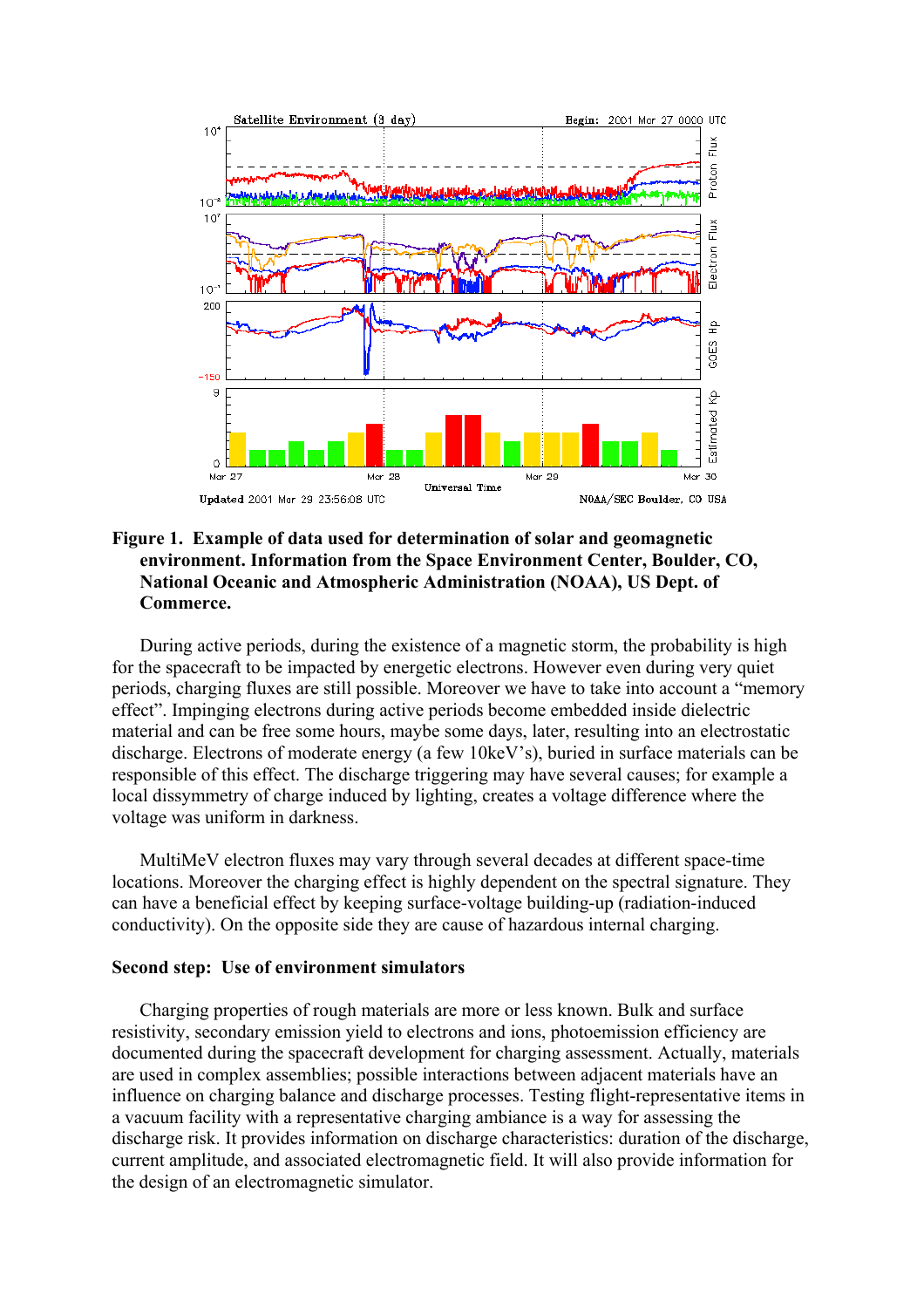**Figure 1. Example of data used for determination of solar and geomagnetic environment. Information from the Space Environment Center, Boulder, CO, National Oceanic and Atmospheric Administration (NOAA), US Dept. of Commerce.**

During active periods, during the existence of a magnetic storm, the probability is high for the spacecraft to be impacted by energetic electrons. However even during very quiet periods, charging fluxes are still possible. Moreover we have to take into account a "memory effect". Impinging electrons during active periods become embedded inside dielectric material and can be free some hours, maybe some days, later, resulting into an electrostatic discharge. Electrons of moderate energy (a few 10keV's), buried in surface materials can be responsible of this effect. The discharge triggering may have several causes; for example a local dissymmetry of charge induced by lighting, creates a voltage difference where the voltage was uniform in darkness.

MultiMeV electron fluxes may vary through several decades at different space-time locations. Moreover the charging effect is highly dependent on the spectral signature. They can have a beneficial effect by keeping surface-voltage building-up (radiation-induced conductivity). On the opposite side they are cause of hazardous internal charging.

**Second step: Use of environment simulators**

Charging properties of rough materials are more or less known. Bulk and surface resistivity, secondary emission yield to electrons and ions, photoemission efficiency are documented during the spacecraft development for charging assessment. Actually, materials are used in complex assemblies; possible interactions between adjacent materials have an influence on charging balance and discharge processes. Testing flight-representative items in a vacuum facility with a representative charging ambiance is a way for assessing the discharge risk. It provides information on discharge characteristics: duration of the discharge, current amplitude, and associated electromagnetic field. It will also provide information for the design of an electromagnetic simulator.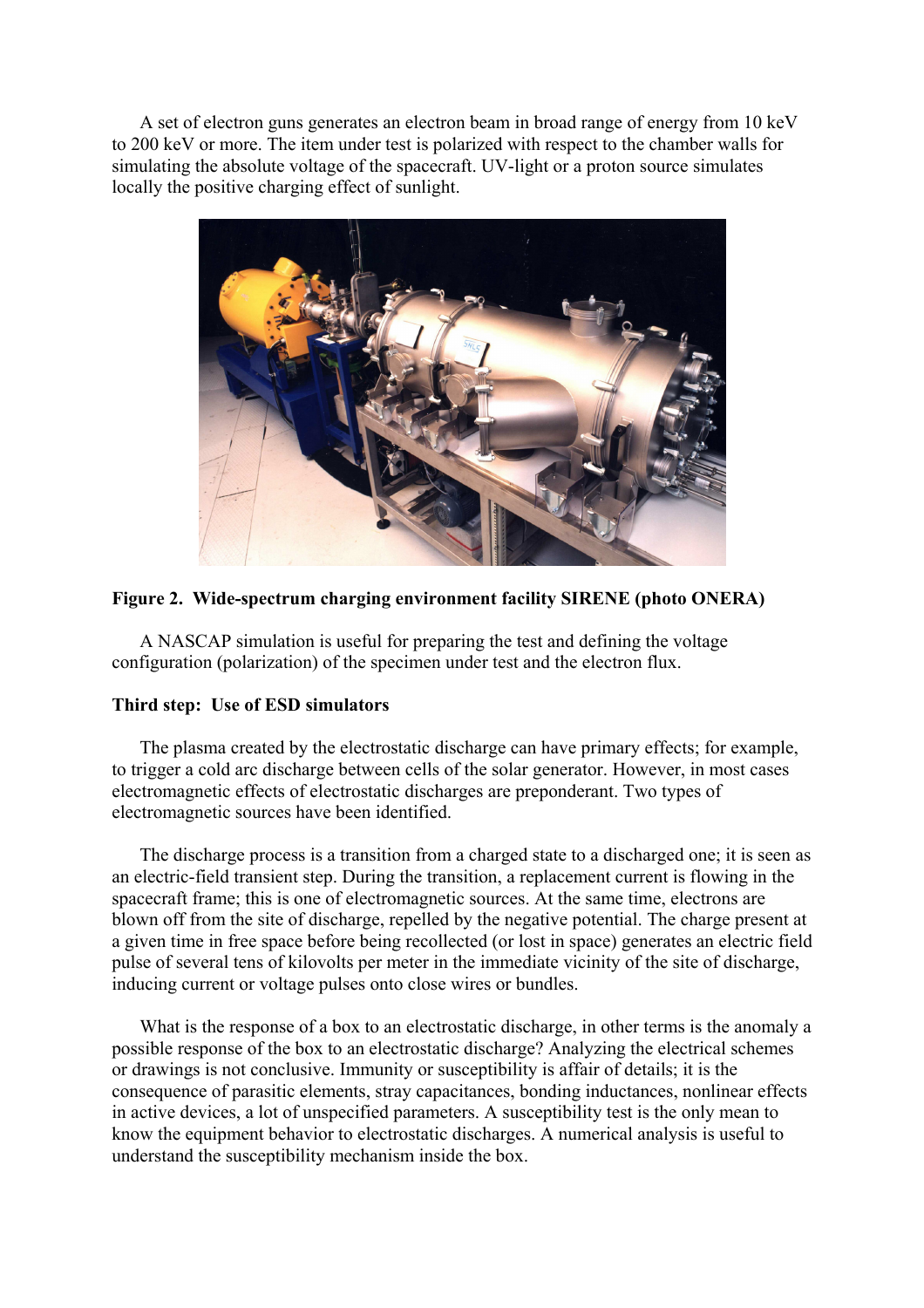A set of electron guns generates an electron beam in broad range of energy from 10 keV to 200 keV or more. The item under test is polarized with respect to the chamber walls for simulating the absolute voltage of the spacecraft. UV-light or a proton source simulates locally the positive charging effect of sunlight.

**Figure 2. Wide-spectrum charging environment facility SIRENE (photo ONERA)**

A NASCAP simulation is useful for preparing the test and defining the voltage configuration (polarization) of the specimen under test and the electron flux.

**Third step: Use of ESD simulators**

The plasma created by the electrostatic discharge can have primary effects; for example, to trigger a cold arc discharge between cells of the solar generator. However, in most cases electromagnetic effects of electrostatic discharges are preponderant. Two types of electromagnetic sources have been identified.

The discharge process is a transition from a charged state to a discharged one; it is seen as an electric-field transient step. During the transition, a replacement current is flowing in the spacecraft frame; this is one of electromagnetic sources. At the same time, electrons are blown off from the site of discharge, repelled by the negative potential. The charge present at a given time in free space before being recollected (or lost in space) generates an electric field pulse of several tens of kilovolts per meter in the immediate vicinity of the site of discharge, inducing current or voltage pulses onto close wires or bundles.

What is the response of a box to an electrostatic discharge, in other terms is the anomaly a possible response of the box to an electrostatic discharge? Analyzing the electrical schemes or drawings is not conclusive. Immunity or susceptibility is affair of details; it is the consequence of parasitic elements, stray capacitances, bonding inductances, nonlinear effects in active devices, a lot of unspecified parameters. A susceptibility test is the only mean to know the equipment behavior to electrostatic discharges. A numerical analysis is useful to understand the susceptibility mechanism inside the box.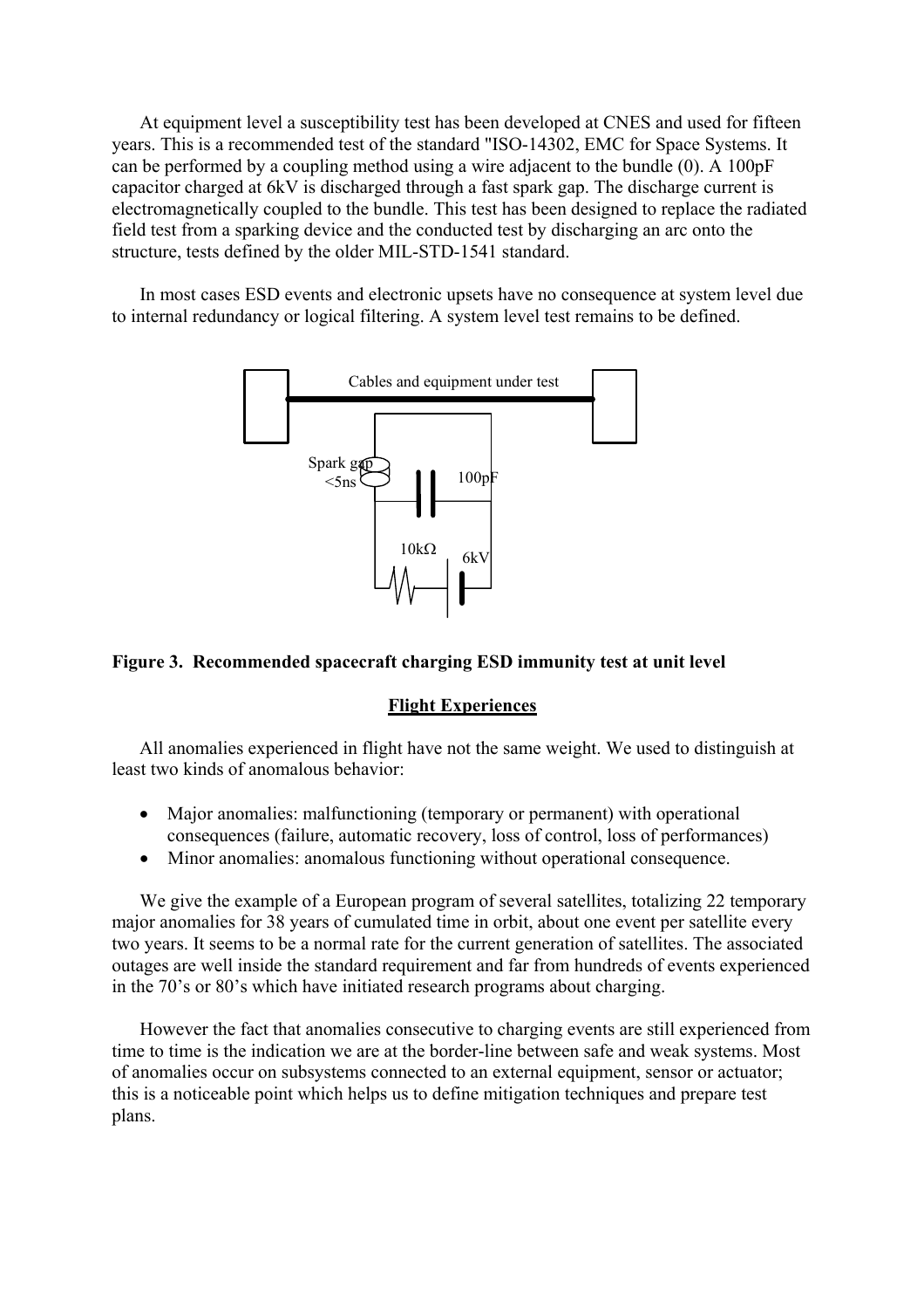At equipment level a susceptibility test has been developed at CNES and used for fifteen years. This is a recommended test of the standard "ISO-14302, EMC for Space Systems. It can be performed by a coupling method using a wire adjacent to the bundle (0). A 100pF capacitor charged at 6kV is discharged through a fast spark gap. The discharge current is electromagnetically coupled to the bundle. This test has been designed to replace the radiated field test from a sparking device and the conducted test by discharging an arc onto the structure, tests defined by the older MIL-STD-1541 standard.

In most cases ESD events and electronic upsets have no consequence at system level due to internal redundancy or logical filtering. A system level test remains to be defined.

Cables and equipment under test

Spark gap <5ns

100pF

10kΩ

6kV

**Figure 3. Recommended spacecraft charging ESD immunity test at unit level**

## Flight Experiences

All anomalies experienced in flight have not the same weight. We used to distinguish at least two kinds of anomalous behavior:

- Major anomalies: malfunctioning (temporary or permanent) with operational consequences (failure, automatic recovery, loss of control, loss of performances)
- Minor anomalies: anomalous functioning without operational consequence.

We give the example of a European program of several satellites, totalizing 22 temporary major anomalies for 38 years of cumulated time in orbit, about one event per satellite every two years. It seems to be a normal rate for the current generation of satellites. The associated outages are well inside the standard requirement and far from hundreds of events experienced in the 70's or 80's which have initiated research programs about charging.

However the fact that anomalies consecutive to charging events are still experienced from time to time is the indication we are at the border-line between safe and weak systems. Most of anomalies occur on subsystems connected to an external equipment, sensor or actuator; this is a noticeable point which helps us to define mitigation techniques and prepare test plans.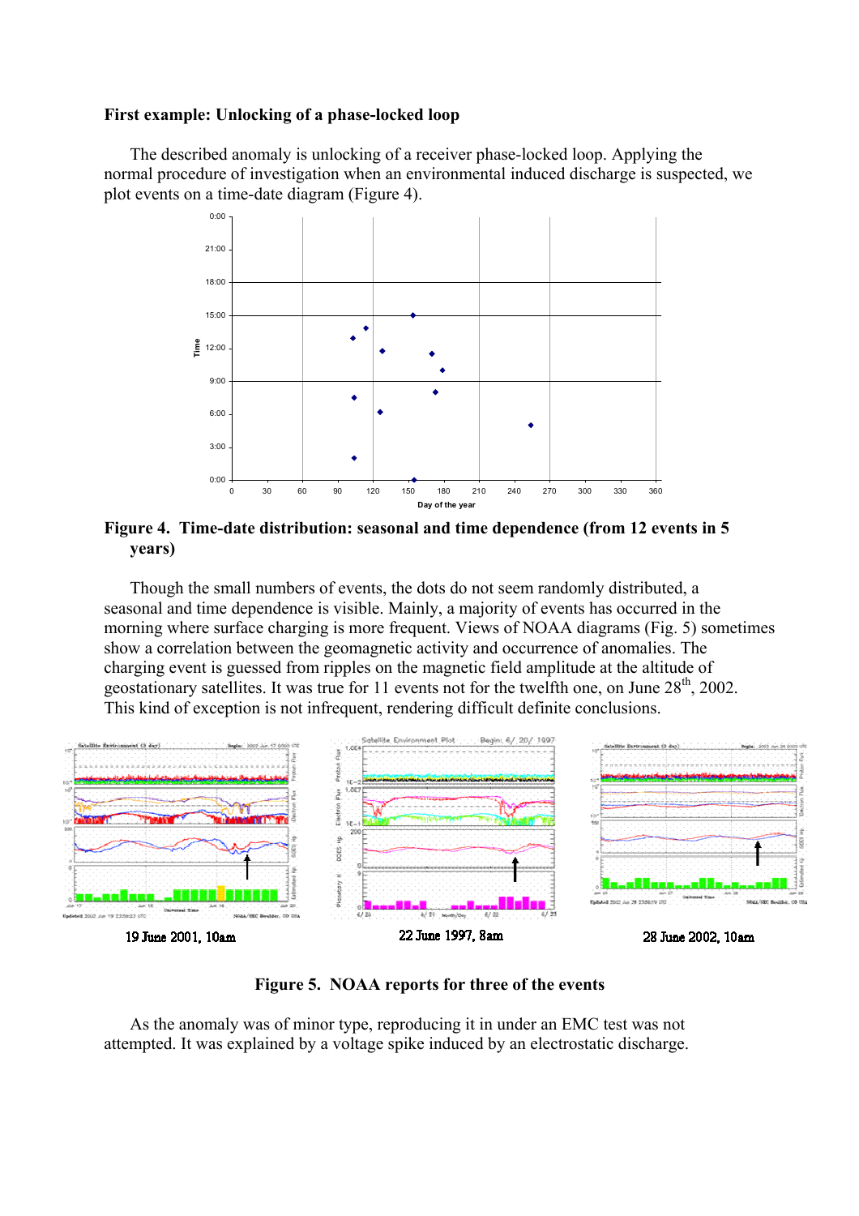**First example: Unlocking of a phase-locked loop**

The described anomaly is unlocking of a receiver phase-locked loop. Applying the normal procedure of investigation when an environmental induced discharge is suspected, we plot events on a time-date diagram (Figure 4).

**Figure 4. Time-date distribution: seasonal and time dependence (from 12 events in 5 years)**

Though the small numbers of events, the dots do not seem randomly distributed, a seasonal and time dependence is visible. Mainly, a majority of events has occurred in the morning where surface charging is more frequent. Views of NOAA diagrams (Fig. 5) sometimes show a correlation between the geomagnetic activity and occurrence of anomalies. The charging event is guessed from ripples on the magnetic field amplitude at the altitude of geostationary satellites. It was true for 11 events not for the twelfth one, on June 28th, 2002. This kind of exception is not infrequent, rendering difficult definite conclusions.

19 June 2001, 10am

22 June 1997, 8am

28 June 2002, 10am

**Figure 5. NOAA reports for three of the events**

As the anomaly was of minor type, reproducing it in under an EMC test was not attempted. It was explained by a voltage spike induced by an electrostatic discharge.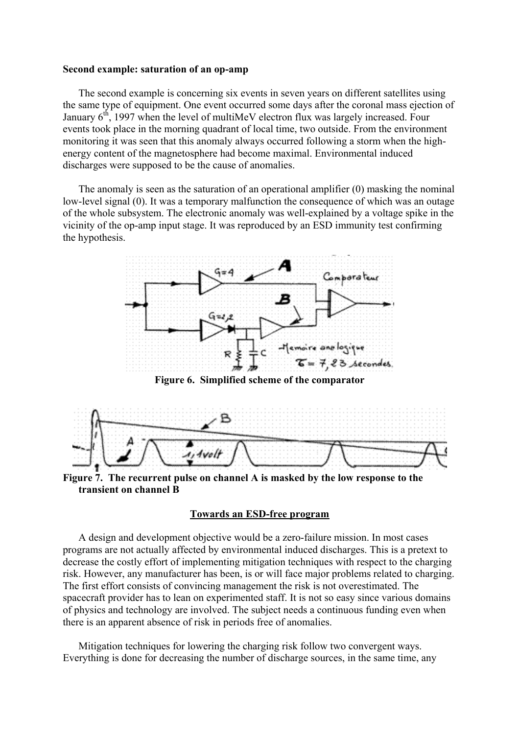**Second example: saturation of an op-amp**

The second example is concerning six events in seven years on different satellites using the same type of equipment. One event occurred some days after the coronal mass ejection of January 6$^{th}$, 1997 when the level of multiMeV electron flux was largely increased. Four events took place in the morning quadrant of local time, two outside. From the environment monitoring it was seen that this anomaly always occurred following a storm when the high-energy content of the magnetosphere had become maximal. Environmental induced discharges were supposed to be the cause of anomalies.

The anomaly is seen as the saturation of an operational amplifier (0) masking the nominal low-level signal (0). It was a temporary malfunction the consequence of which was an outage of the whole subsystem. The electronic anomaly was well-explained by a voltage spike in the vicinity of the op-amp input stage. It was reproduced by an ESD immunity test confirming the hypothesis.

**Figure 6. Simplified scheme of the comparator**

**Figure 7. The recurrent pulse on channel A is masked by the low response to the transient on channel B**

## Towards an ESD-free program

A design and development objective would be a zero-failure mission. In most cases programs are not actually affected by environmental induced discharges. This is a pretext to decrease the costly effort of implementing mitigation techniques with respect to the charging risk. However, any manufacturer has been, is or will face major problems related to charging. The first effort consists of convincing management the risk is not overestimated. The spacecraft provider has to lean on experimented staff. It is not so easy since various domains of physics and technology are involved. The subject needs a continuous funding even when there is an apparent absence of risk in periods free of anomalies.

Mitigation techniques for lowering the charging risk follow two convergent ways. Everything is done for decreasing the number of discharge sources, in the same time, any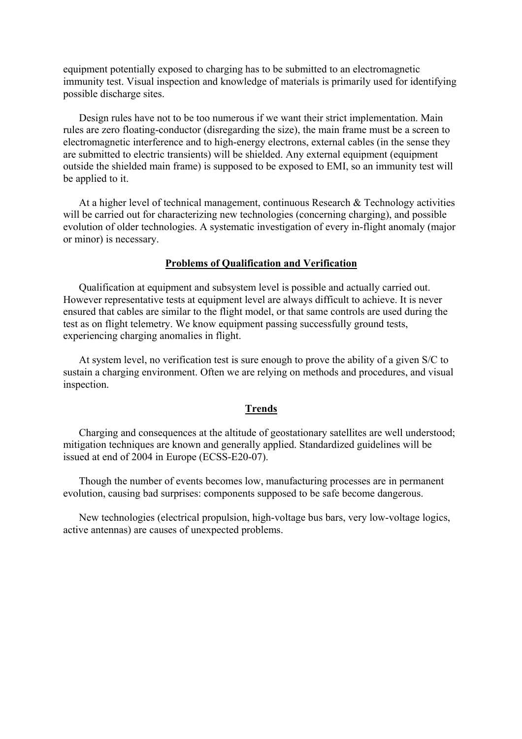equipment potentially exposed to charging has to be submitted to an electromagnetic immunity test. Visual inspection and knowledge of materials is primarily used for identifying possible discharge sites.

Design rules have not to be too numerous if we want their strict implementation. Main rules are zero floating-conductor (disregarding the size), the main frame must be a screen to electromagnetic interference and to high-energy electrons, external cables (in the sense they are submitted to electric transients) will be shielded. Any external equipment (equipment outside the shielded main frame) is supposed to be exposed to EMI, so an immunity test will be applied to it.

At a higher level of technical management, continuous Research & Technology activities will be carried out for characterizing new technologies (concerning charging), and possible evolution of older technologies. A systematic investigation of every in-flight anomaly (major or minor) is necessary.

## Problems of Qualification and Verification

Qualification at equipment and subsystem level is possible and actually carried out. However representative tests at equipment level are always difficult to achieve. It is never ensured that cables are similar to the flight model, or that same controls are used during the test as on flight telemetry. We know equipment passing successfully ground tests, experiencing charging anomalies in flight.

At system level, no verification test is sure enough to prove the ability of a given S/C to sustain a charging environment. Often we are relying on methods and procedures, and visual inspection.

## Trends

Charging and consequences at the altitude of geostationary satellites are well understood; mitigation techniques are known and generally applied. Standardized guidelines will be issued at end of 2004 in Europe (ECSS-E20-07).

Though the number of events becomes low, manufacturing processes are in permanent evolution, causing bad surprises: components supposed to be safe become dangerous.

New technologies (electrical propulsion, high-voltage bus bars, very low-voltage logics, active antennas) are causes of unexpected problems.